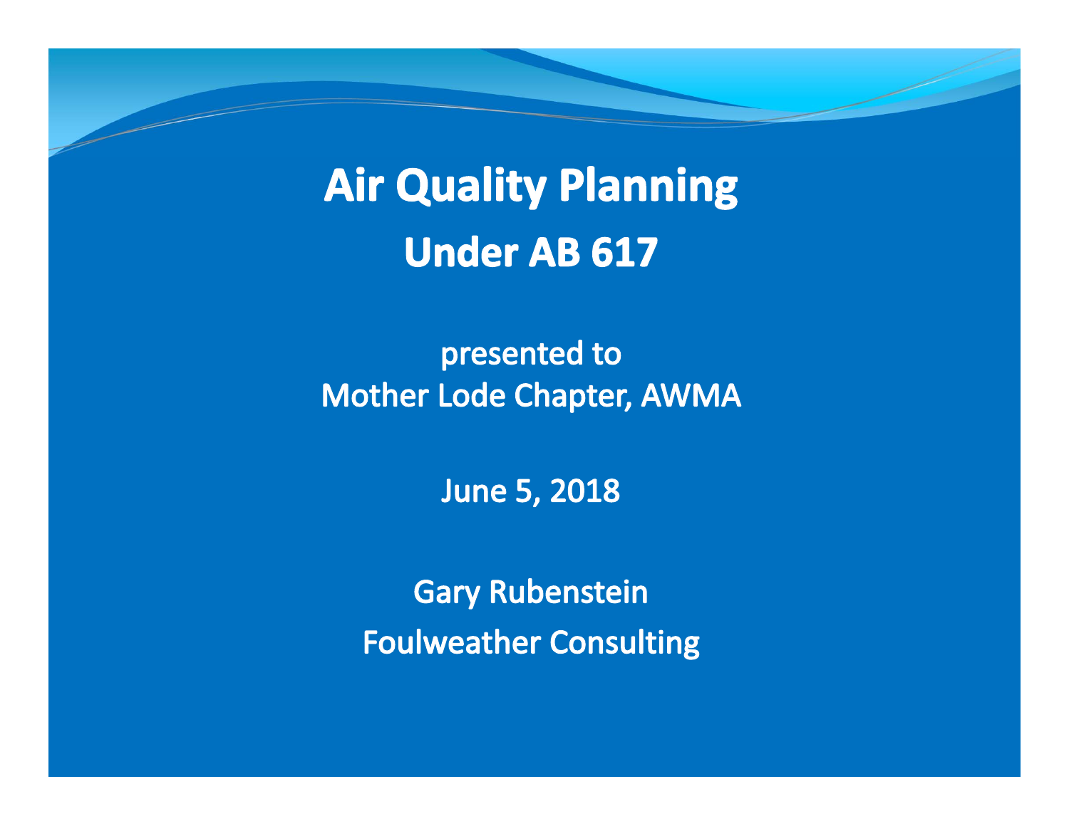# Air Quality Planning

## Under AB 617

presented to
Mother Lode Chapter, AWMA

June 5, 2018

Gary Rubenstein
Foulweather Consulting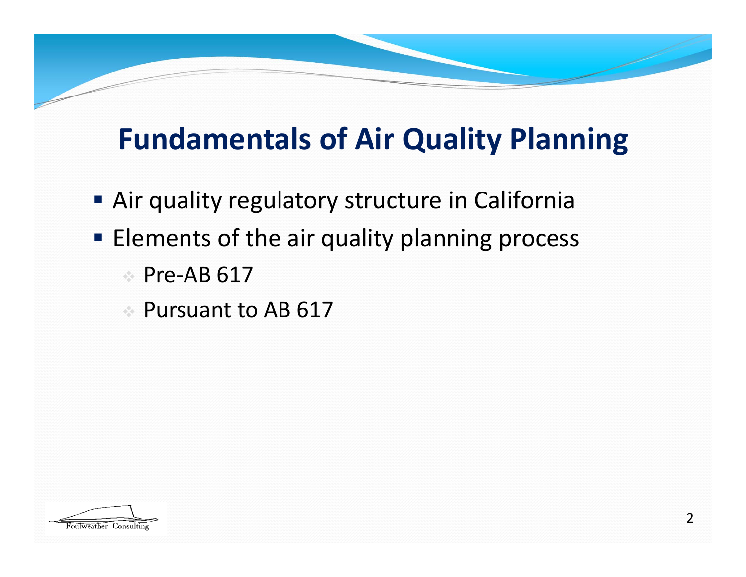# Fundamentals of Air Quality Planning

- Air quality regulatory structure in California
- Elements of the air quality planning process
  - Pre-AB 617
  - Pursuant to AB 617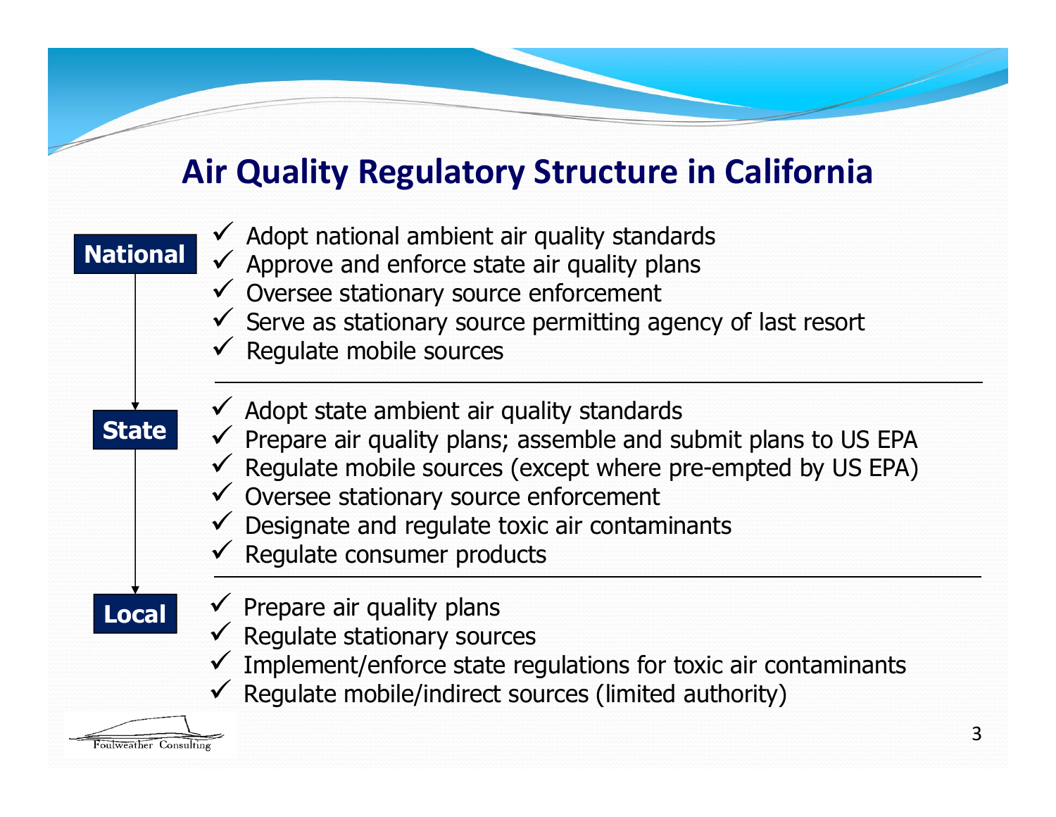# Air Quality Regulatory Structure in California

**National**

- Adopt national ambient air quality standards
- Approve and enforce state air quality plans
- Oversee stationary source enforcement
- Serve as stationary source permitting agency of last resort
- Regulate mobile sources

**State**

- Adopt state ambient air quality standards
- Prepare air quality plans; assemble and submit plans to US EPA
- Regulate mobile sources (except where pre-empted by US EPA)
- Oversee stationary source enforcement
- Designate and regulate toxic air contaminants
- Regulate consumer products

**Local**

- Prepare air quality plans
- Regulate stationary sources
- Implement/enforce state regulations for toxic air contaminants
- Regulate mobile/indirect sources (limited authority)

Foulweather Consulting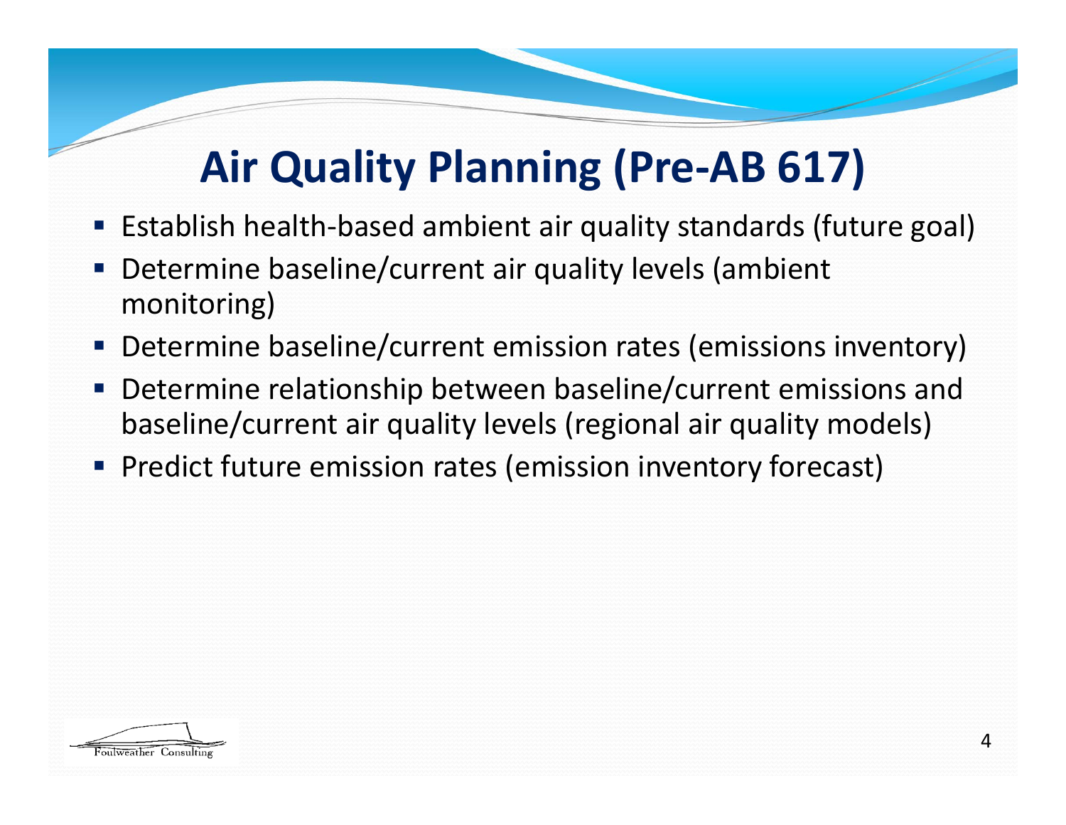# Air Quality Planning (Pre-AB 617)

- Establish health-based ambient air quality standards (future goal)
- Determine baseline/current air quality levels (ambient monitoring)
- Determine baseline/current emission rates (emissions inventory)
- Determine relationship between baseline/current emissions and baseline/current air quality levels (regional air quality models)
- Predict future emission rates (emission inventory forecast)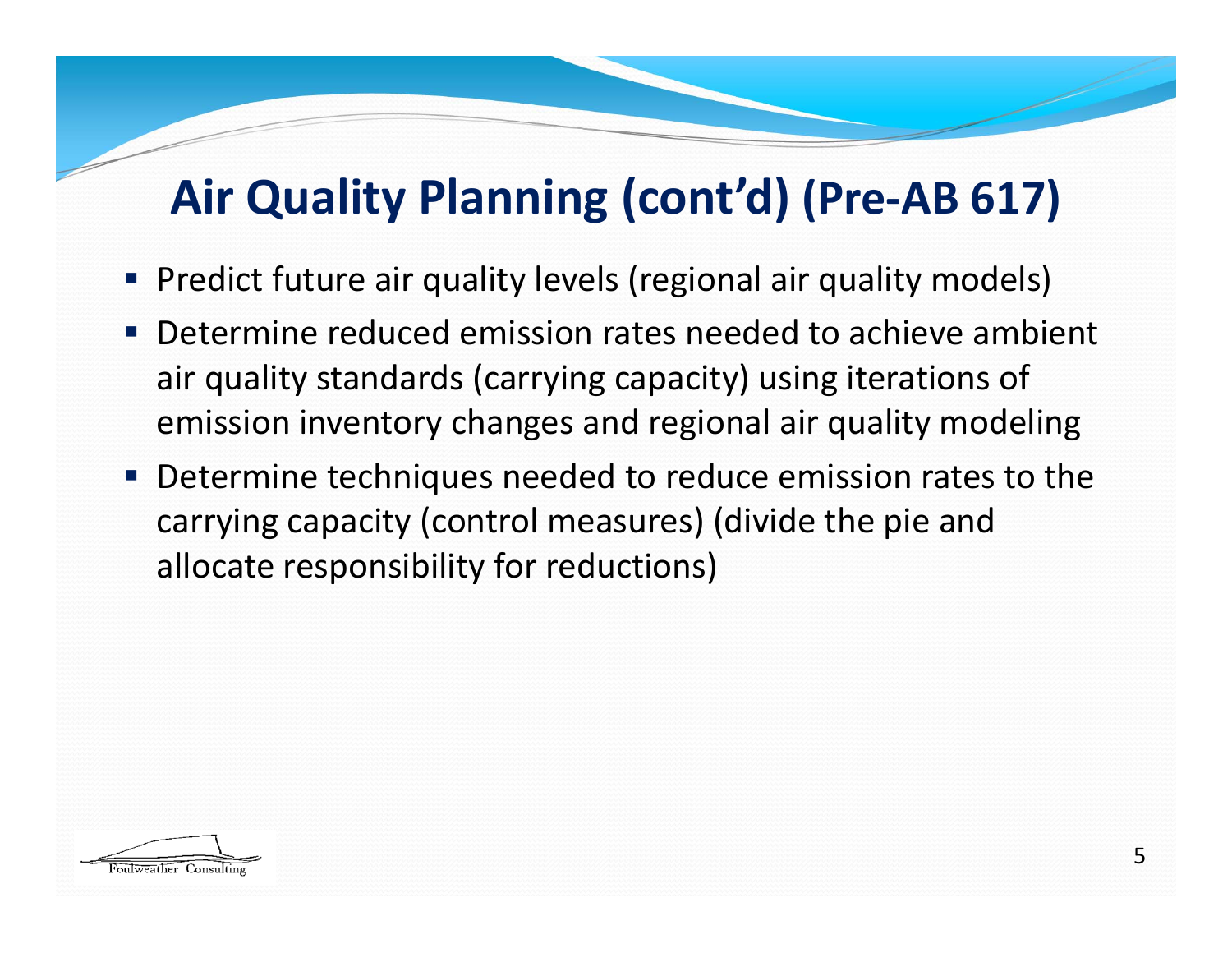# Air Quality Planning (cont'd) (Pre-AB 617)

- Predict future air quality levels (regional air quality models)
- Determine reduced emission rates needed to achieve ambient air quality standards (carrying capacity) using iterations of emission inventory changes and regional air quality modeling
- Determine techniques needed to reduce emission rates to the carrying capacity (control measures) (divide the pie and allocate responsibility for reductions)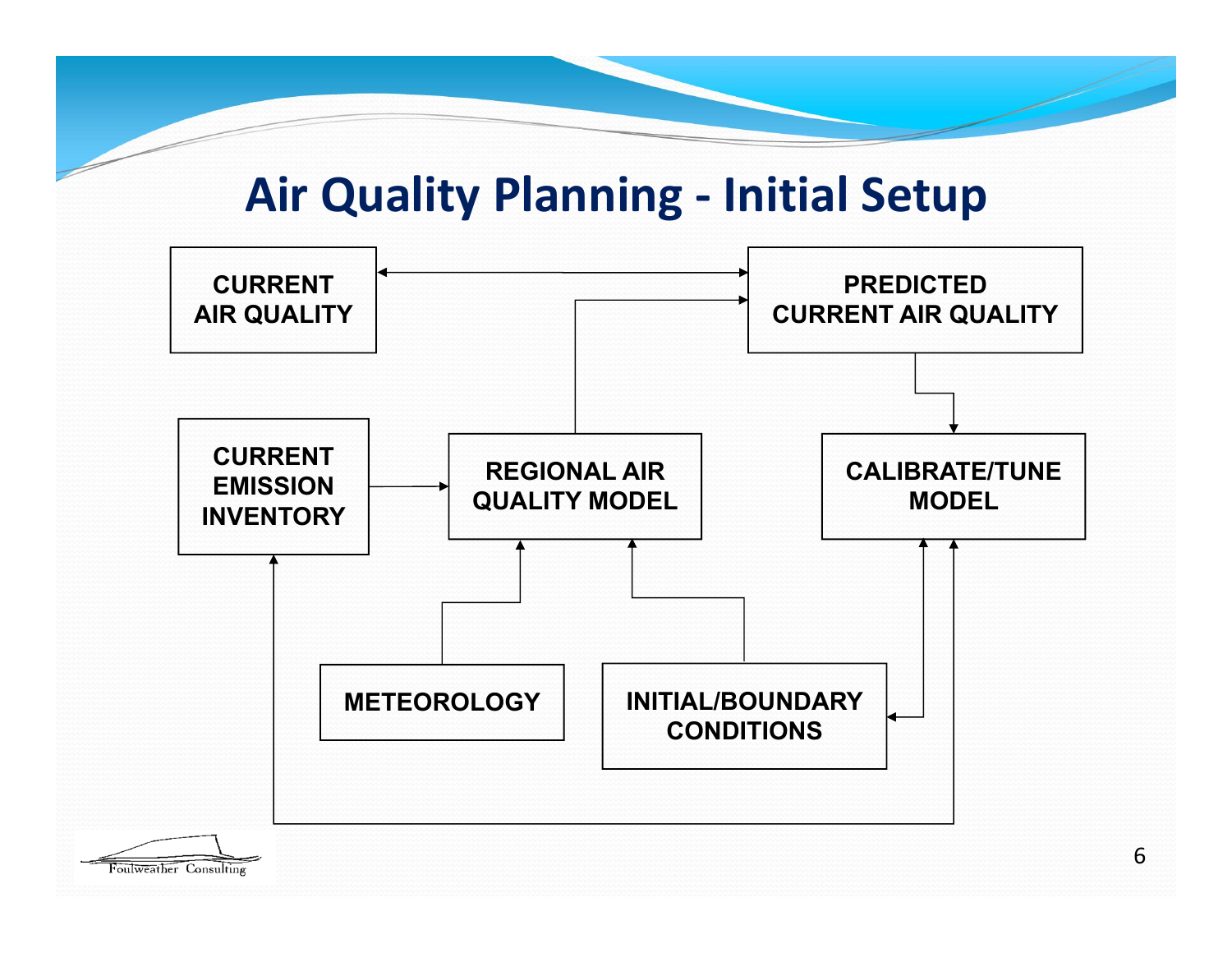# Air Quality Planning - Initial Setup

CURRENT AIR QUALITY

PREDICTED CURRENT AIR QUALITY

CURRENT EMISSION INVENTORY

REGIONAL AIR QUALITY MODEL

CALIBRATE/TUNE MODEL

METEOROLOGY

INITIAL/BOUNDARY CONDITIONS

Foulweather Consulting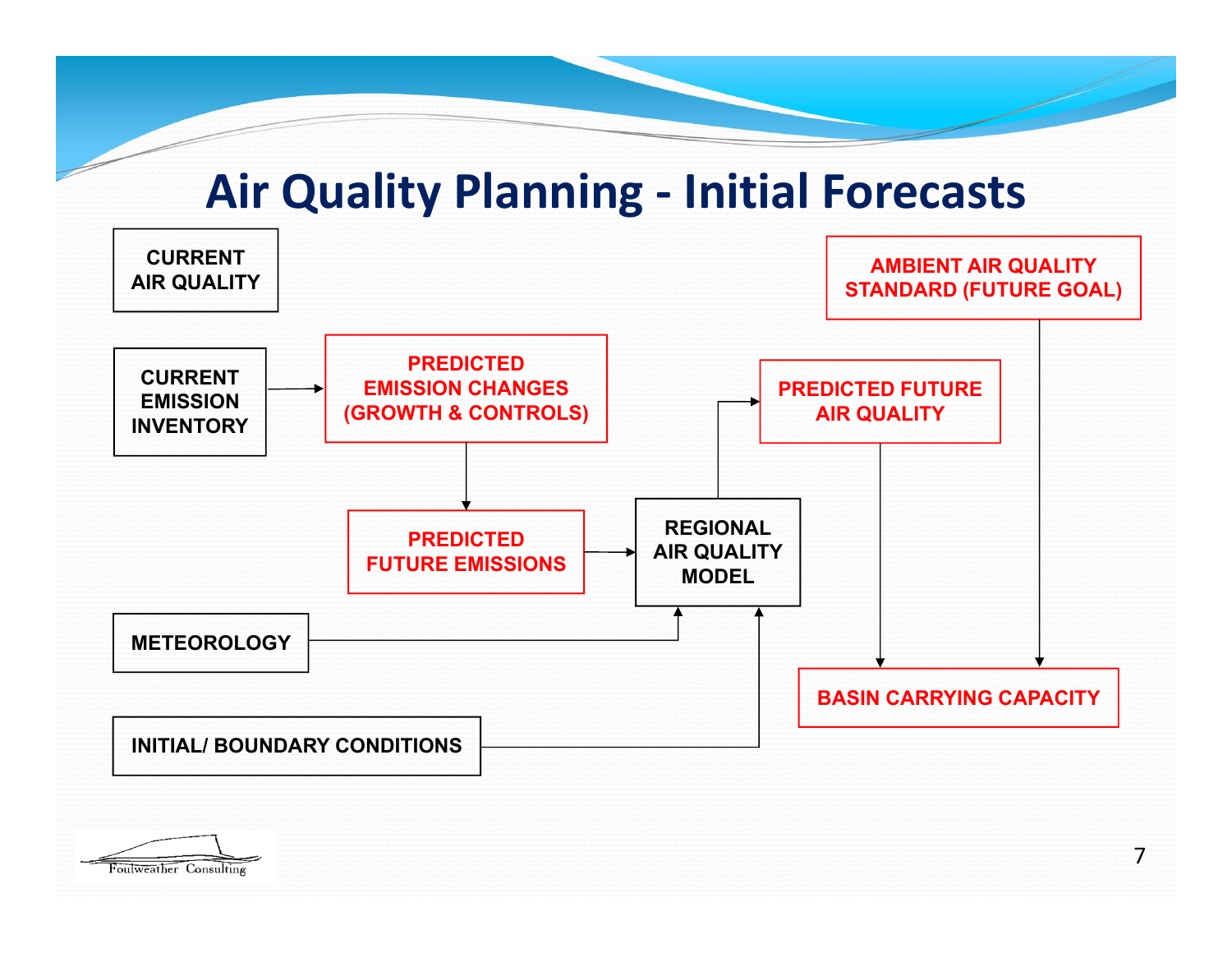# Air Quality Planning - Initial Forecasts

CURRENT AIR QUALITY

CURRENT EMISSION INVENTORY

PREDICTED EMISSION CHANGES (GROWTH & CONTROLS)

PREDICTED FUTURE EMISSIONS

REGIONAL AIR QUALITY MODEL

PREDICTED FUTURE AIR QUALITY

AMBIENT AIR QUALITY STANDARD (FUTURE GOAL)

METEOROLOGY

INITIAL/ BOUNDARY CONDITIONS

BASIN CARRYING CAPACITY

Foulweather Consulting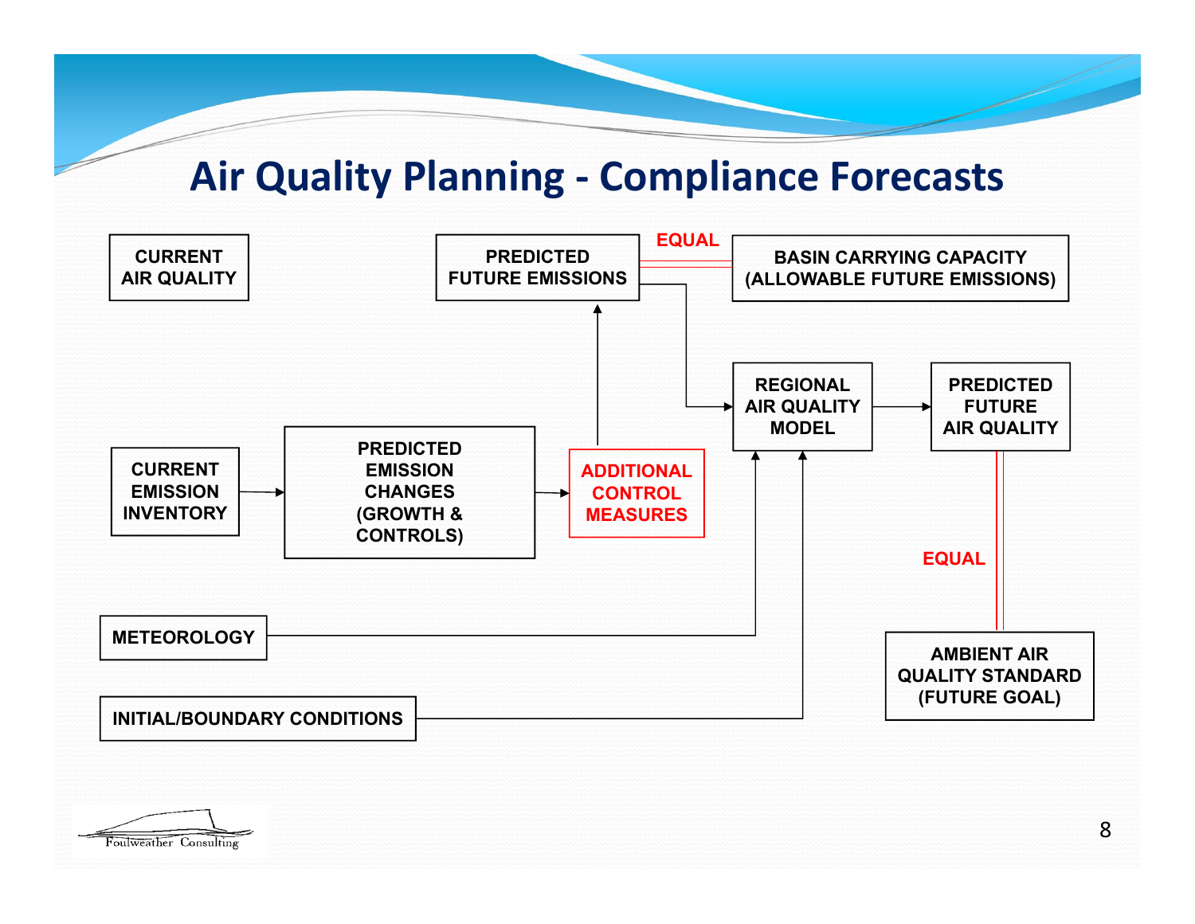# Air Quality Planning - Compliance Forecasts

CURRENT AIR QUALITY

PREDICTED FUTURE EMISSIONS

EQUAL

BASIN CARRYING CAPACITY (ALLOWABLE FUTURE EMISSIONS)

REGIONAL AIR QUALITY MODEL

PREDICTED FUTURE AIR QUALITY

CURRENT EMISSION INVENTORY

PREDICTED EMISSION CHANGES (GROWTH & CONTROLS)

ADDITIONAL CONTROL MEASURES

EQUAL

METEOROLOGY

AMBIENT AIR QUALITY STANDARD (FUTURE GOAL)

INITIAL/BOUNDARY CONDITIONS

Foulweather Consulting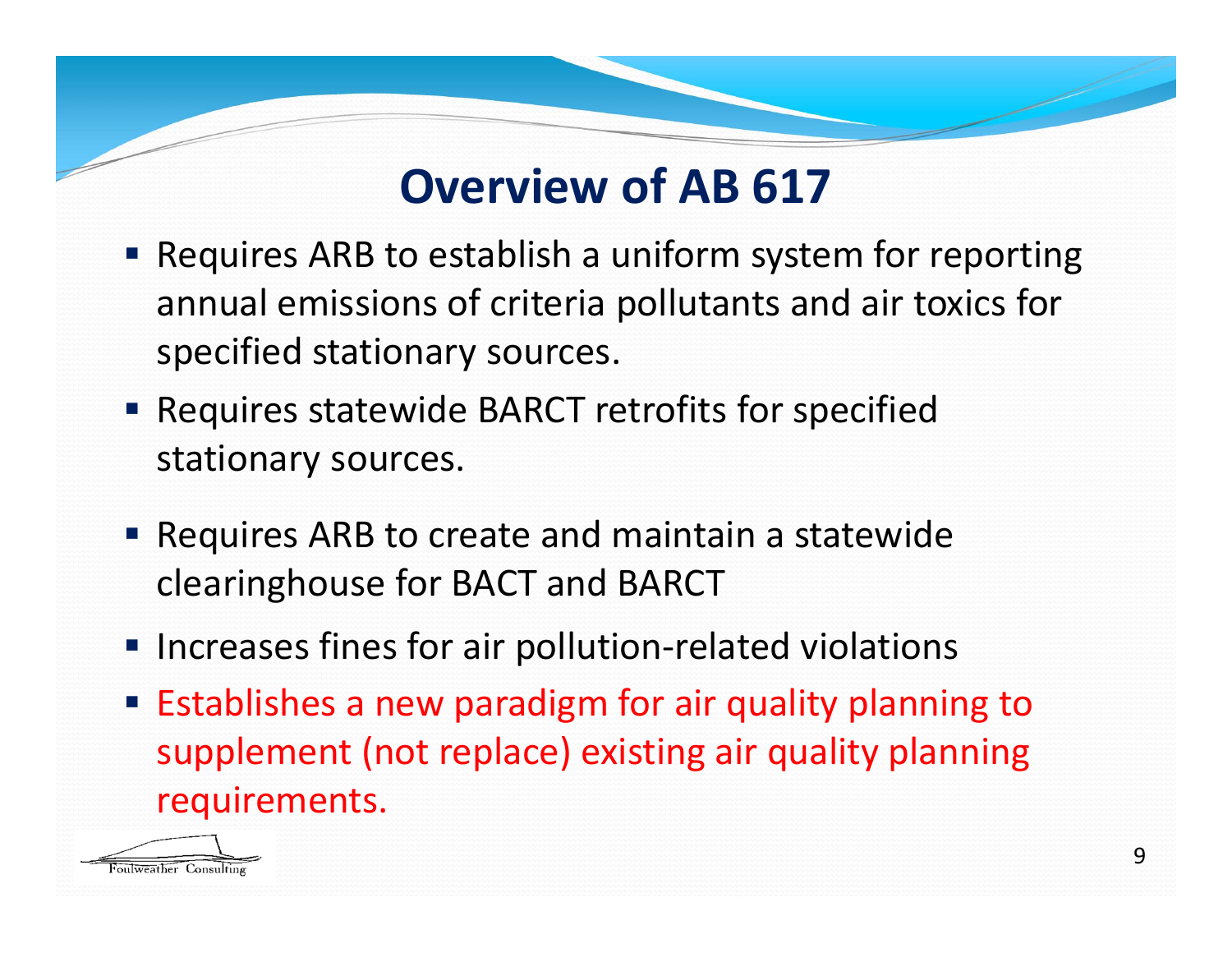# Overview of AB 617

- Requires ARB to establish a uniform system for reporting annual emissions of criteria pollutants and air toxics for specified stationary sources.
- Requires statewide BARCT retrofits for specified stationary sources.
- Requires ARB to create and maintain a statewide clearinghouse for BACT and BARCT
- Increases fines for air pollution-related violations
- Establishes a new paradigm for air quality planning to supplement (not replace) existing air quality planning requirements.

Foulweather Consulting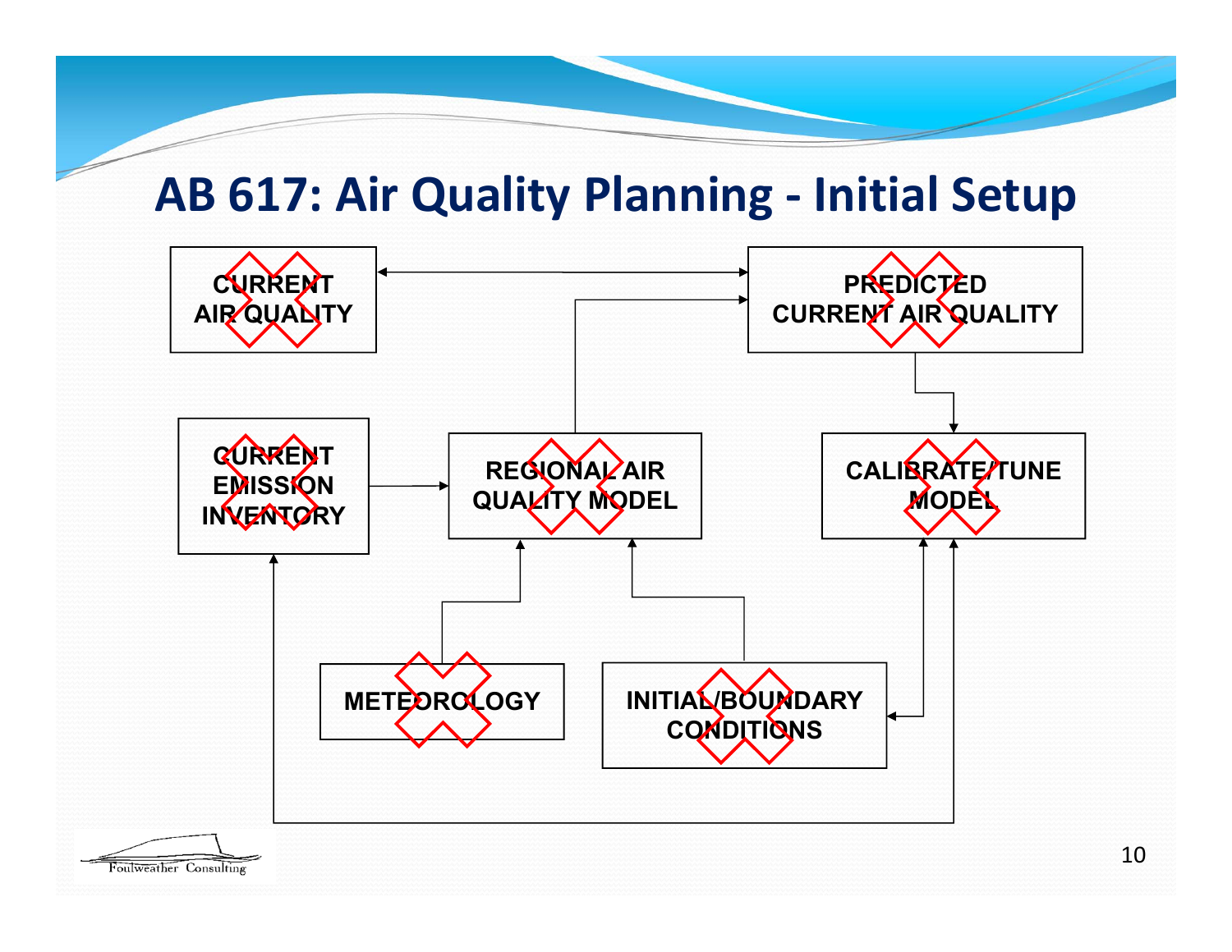# AB 617: Air Quality Planning - Initial Setup

CURRENT AIR QUALITY

PREDICTED CURRENT AIR QUALITY

CURRENT EMISSION INVENTORY

REGIONAL AIR QUALITY MODEL

CALIBRATE/TUNE MODEL

METEOROLOGY

INITIAL/BOUNDARY CONDITIONS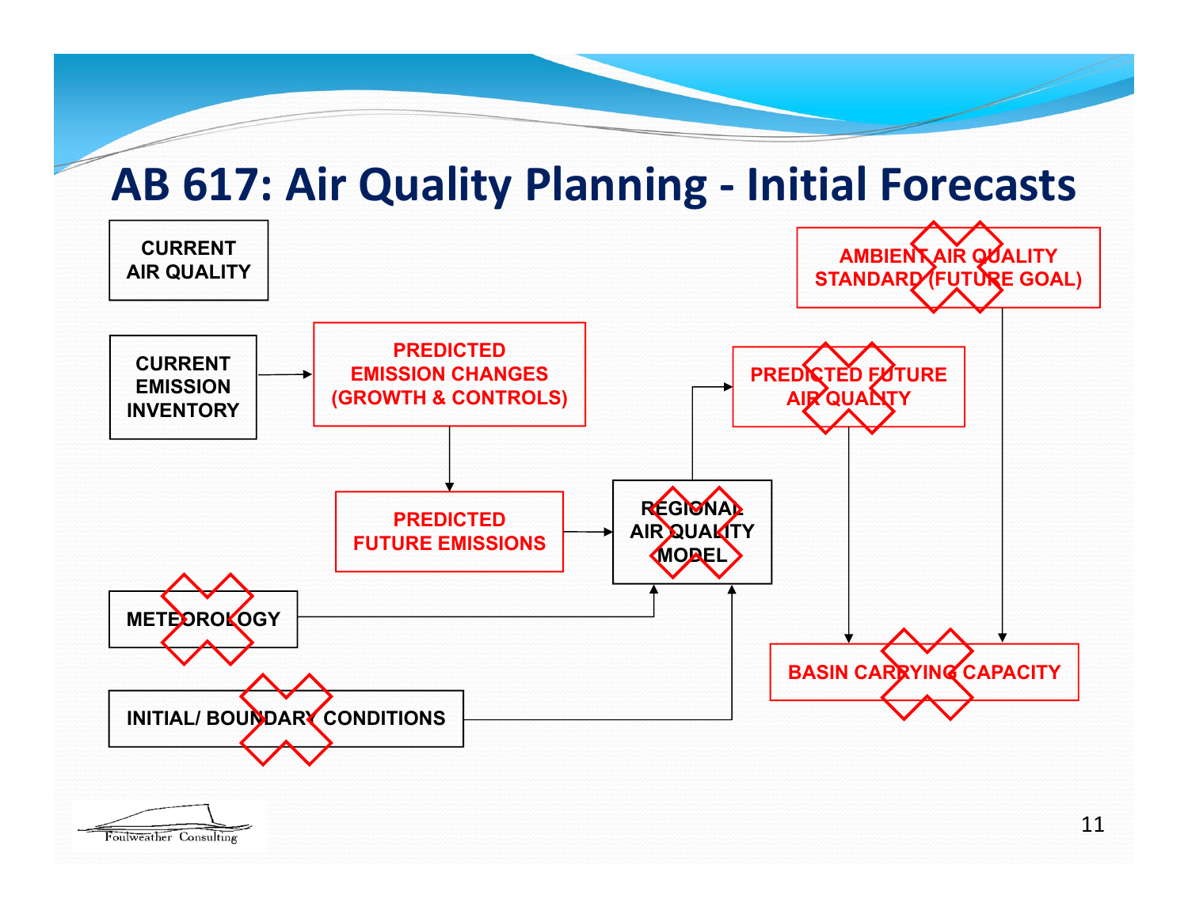# AB 617: Air Quality Planning - Initial Forecasts

CURRENT AIR QUALITY

AMBIENT AIR QUALITY STANDARD (FUTURE GOAL)

CURRENT EMISSION INVENTORY

PREDICTED EMISSION CHANGES (GROWTH & CONTROLS)

PREDICTED FUTURE AIR QUALITY

PREDICTED FUTURE EMISSIONS

REGIONAL AIR QUALITY MODEL

METEOROLOGY

BASIN CARRYING CAPACITY

INITIAL/ BOUNDARY CONDITIONS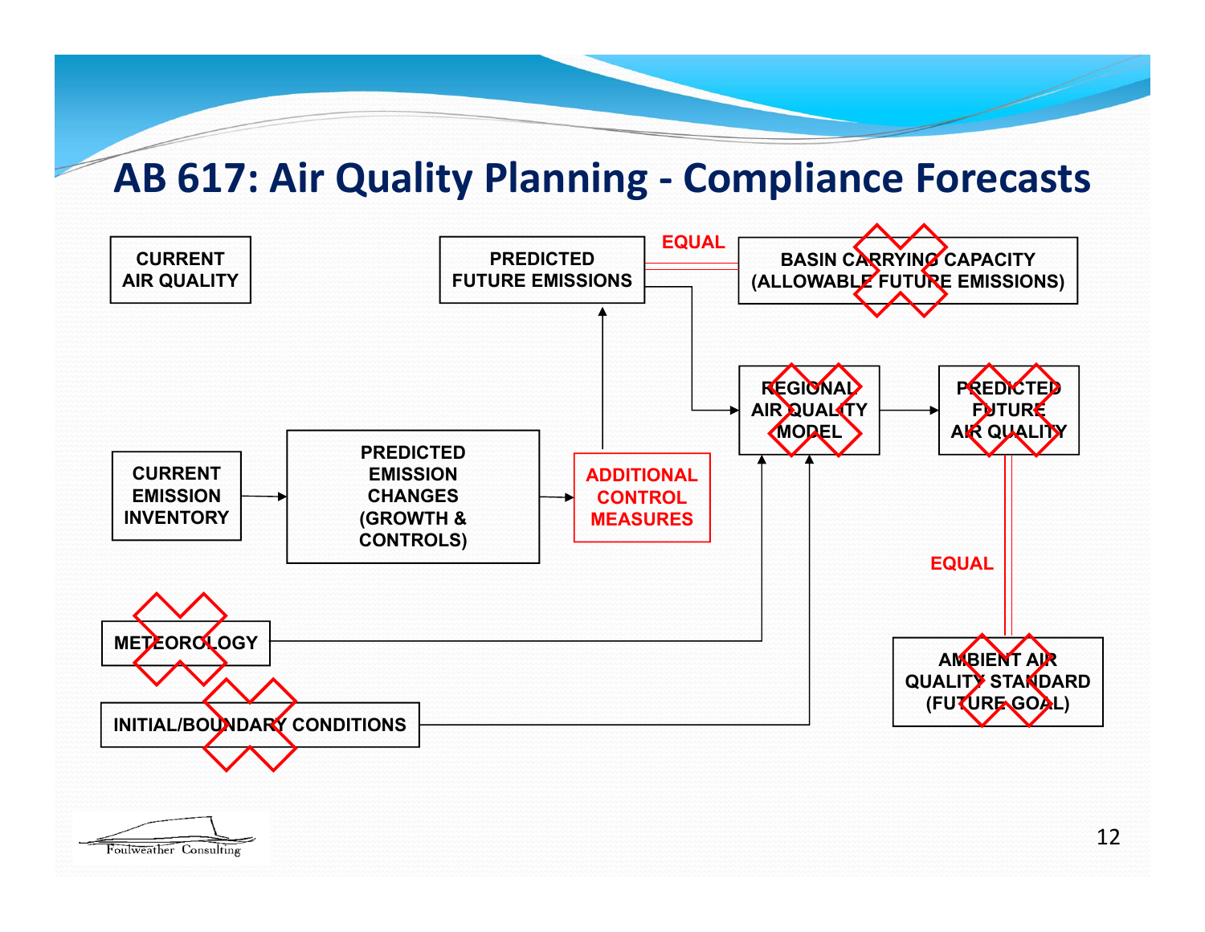# AB 617: Air Quality Planning - Compliance Forecasts

CURRENT AIR QUALITY

PREDICTED FUTURE EMISSIONS

EQUAL

BASIN CARRYING CAPACITY (ALLOWABLE FUTURE EMISSIONS)

REGIONAL AIR QUALITY MODEL

PREDICTED FUTURE AIR QUALITY

CURRENT EMISSION INVENTORY

PREDICTED EMISSION CHANGES (GROWTH & CONTROLS)

ADDITIONAL CONTROL MEASURES

EQUAL

METEOROLOGY

INITIAL/BOUNDARY CONDITIONS

AMBIENT AIR QUALITY STANDARD (FUTURE GOAL)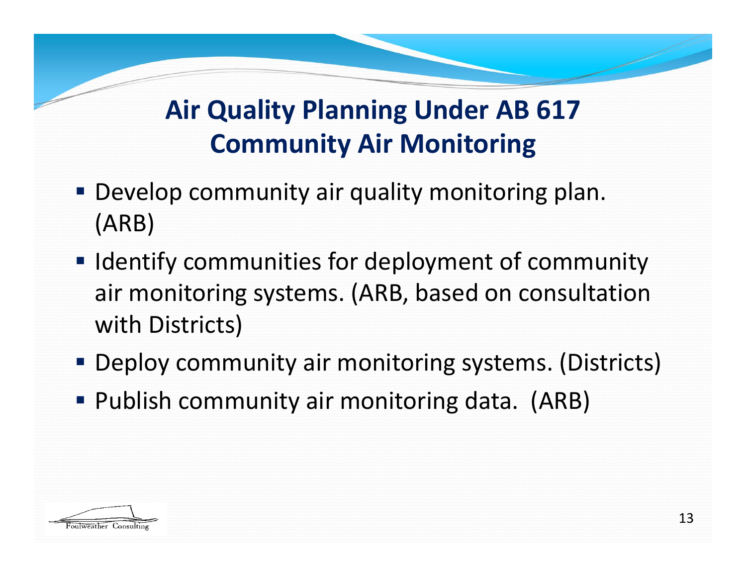# Air Quality Planning Under AB 617
## Community Air Monitoring

- Develop community air quality monitoring plan. (ARB)
- Identify communities for deployment of community air monitoring systems. (ARB, based on consultation with Districts)
- Deploy community air monitoring systems. (Districts)
- Publish community air monitoring data. (ARB)

Foulweather Consulting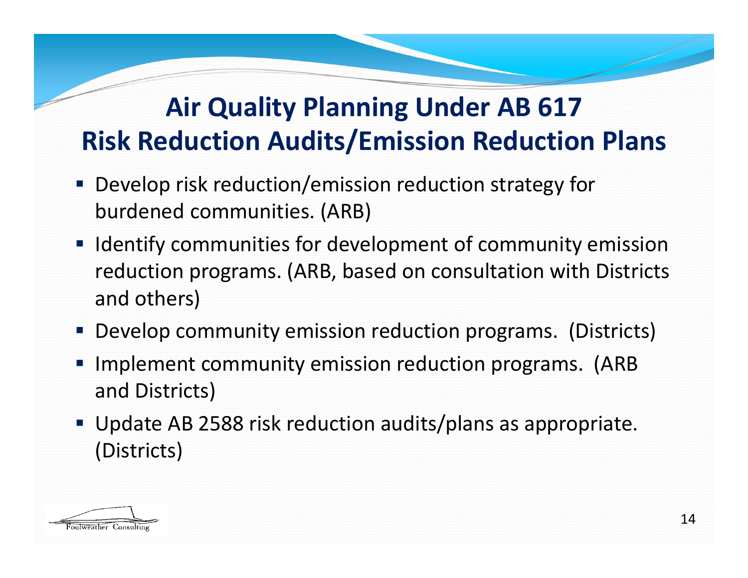# Air Quality Planning Under AB 617
## Risk Reduction Audits/Emission Reduction Plans

- Develop risk reduction/emission reduction strategy for burdened communities. (ARB)
- Identify communities for development of community emission reduction programs. (ARB, based on consultation with Districts and others)
- Develop community emission reduction programs. (Districts)
- Implement community emission reduction programs. (ARB and Districts)
- Update AB 2588 risk reduction audits/plans as appropriate. (Districts)

Foulweather Consulting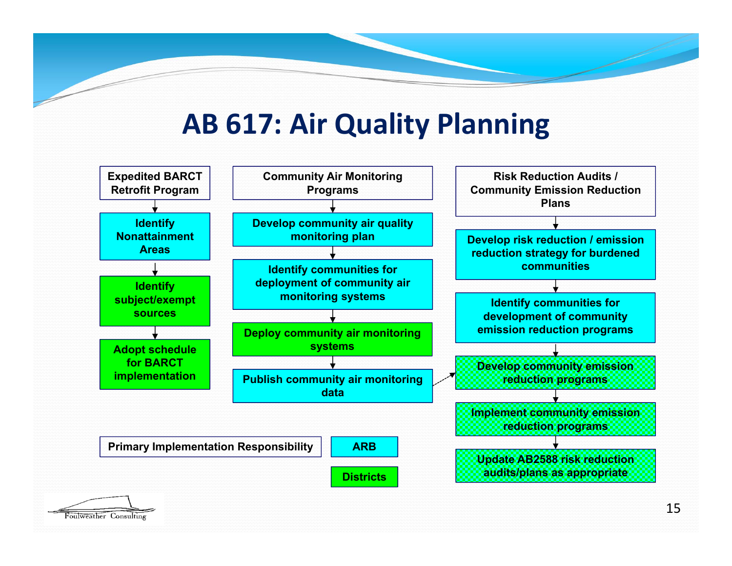# AB 617: Air Quality Planning

**Expedited BARCT Retrofit Program**

1. Identify Nonattainment Areas
2. Identify subject/exempt sources
3. Adopt schedule for BARCT implementation

**Community Air Monitoring Programs**

1. Develop community air quality monitoring plan
2. Identify communities for deployment of community air monitoring systems
3. Deploy community air monitoring systems
4. Publish community air monitoring data

**Risk Reduction Audits / Community Emission Reduction Plans**

1. Develop risk reduction / emission reduction strategy for burdened communities
2. Identify communities for development of community emission reduction programs
3. Develop community emission reduction programs
4. Implement community emission reduction programs
5. Update AB2588 risk reduction audits/plans as appropriate

**Primary Implementation Responsibility**

- ARB
- Districts

Foulweather Consulting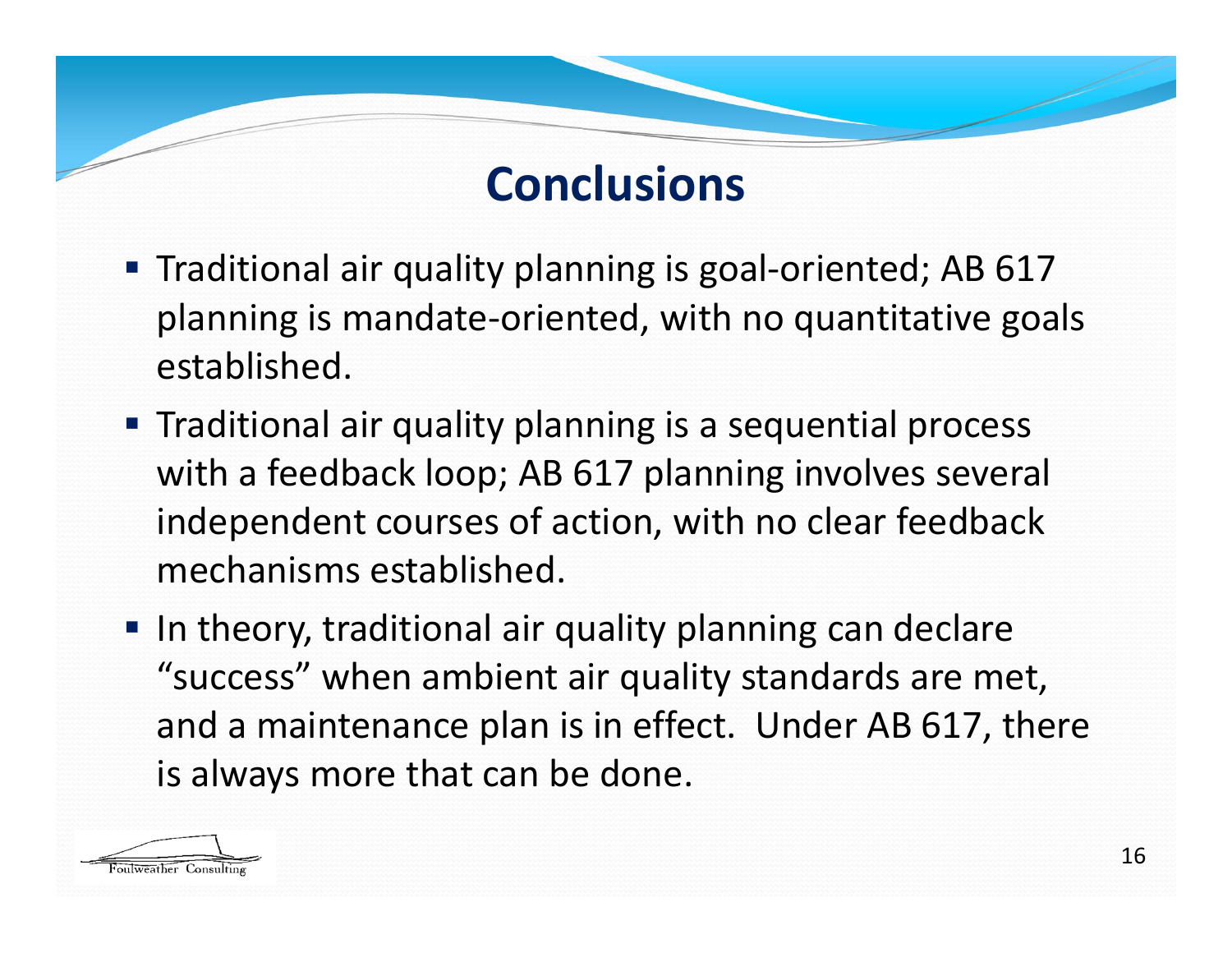# Conclusions

- Traditional air quality planning is goal-oriented; AB 617 planning is mandate-oriented, with no quantitative goals established.
- Traditional air quality planning is a sequential process with a feedback loop; AB 617 planning involves several independent courses of action, with no clear feedback mechanisms established.
- In theory, traditional air quality planning can declare "success" when ambient air quality standards are met, and a maintenance plan is in effect. Under AB 617, there is always more that can be done.

Foulweather Consulting